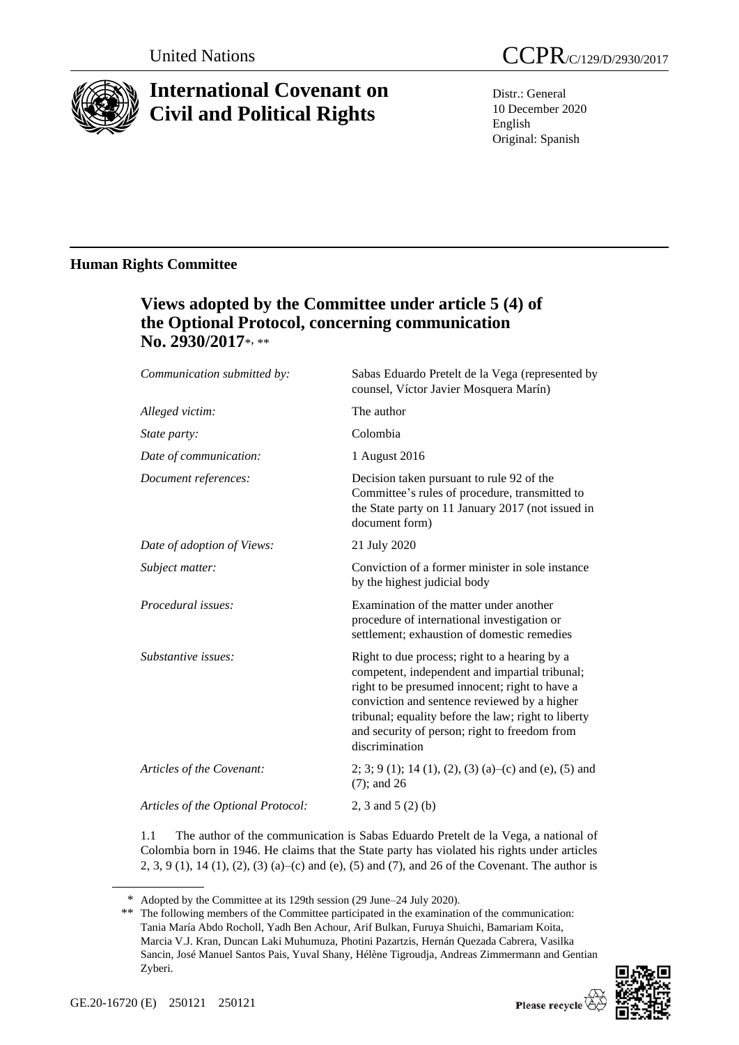United Nations

CCPR/C/129/D/2930/2017

# International Covenant on Civil and Political Rights

Distr.: General
10 December 2020
English
Original: Spanish

## Human Rights Committee

### Views adopted by the Committee under article 5 (4) of the Optional Protocol, concerning communication No. 2930/2017*, **

| | |
|---|---|
| *Communication submitted by:* | Sabas Eduardo Pretelt de la Vega (represented by counsel, Víctor Javier Mosquera Marín) |
| *Alleged victim:* | The author |
| *State party:* | Colombia |
| *Date of communication:* | 1 August 2016 |
| *Document references:* | Decision taken pursuant to rule 92 of the Committee's rules of procedure, transmitted to the State party on 11 January 2017 (not issued in document form) |
| *Date of adoption of Views:* | 21 July 2020 |
| *Subject matter:* | Conviction of a former minister in sole instance by the highest judicial body |
| *Procedural issues:* | Examination of the matter under another procedure of international investigation or settlement; exhaustion of domestic remedies |
| *Substantive issues:* | Right to due process; right to a hearing by a competent, independent and impartial tribunal; right to be presumed innocent; right to have a conviction and sentence reviewed by a higher tribunal; equality before the law; right to liberty and security of person; right to freedom from discrimination |
| *Articles of the Covenant:* | 2; 3; 9 (1); 14 (1), (2), (3) (a)–(c) and (e), (5) and (7); and 26 |
| *Articles of the Optional Protocol:* | 2, 3 and 5 (2) (b) |

1.1 The author of the communication is Sabas Eduardo Pretelt de la Vega, a national of Colombia born in 1946. He claims that the State party has violated his rights under articles 2, 3, 9 (1), 14 (1), (2), (3) (a)–(c) and (e), (5) and (7), and 26 of the Covenant. The author is

\* Adopted by the Committee at its 129th session (29 June–24 July 2020).

\*\* The following members of the Committee participated in the examination of the communication: Tania María Abdo Rocholl, Yadh Ben Achour, Arif Bulkan, Furuya Shuichi, Bamariam Koita, Marcia V.J. Kran, Duncan Laki Muhumuza, Photini Pazartzis, Hernán Quezada Cabrera, Vasilka Sancin, José Manuel Santos Pais, Yuval Shany, Hélène Tigroudja, Andreas Zimmermann and Gentian Zyberi.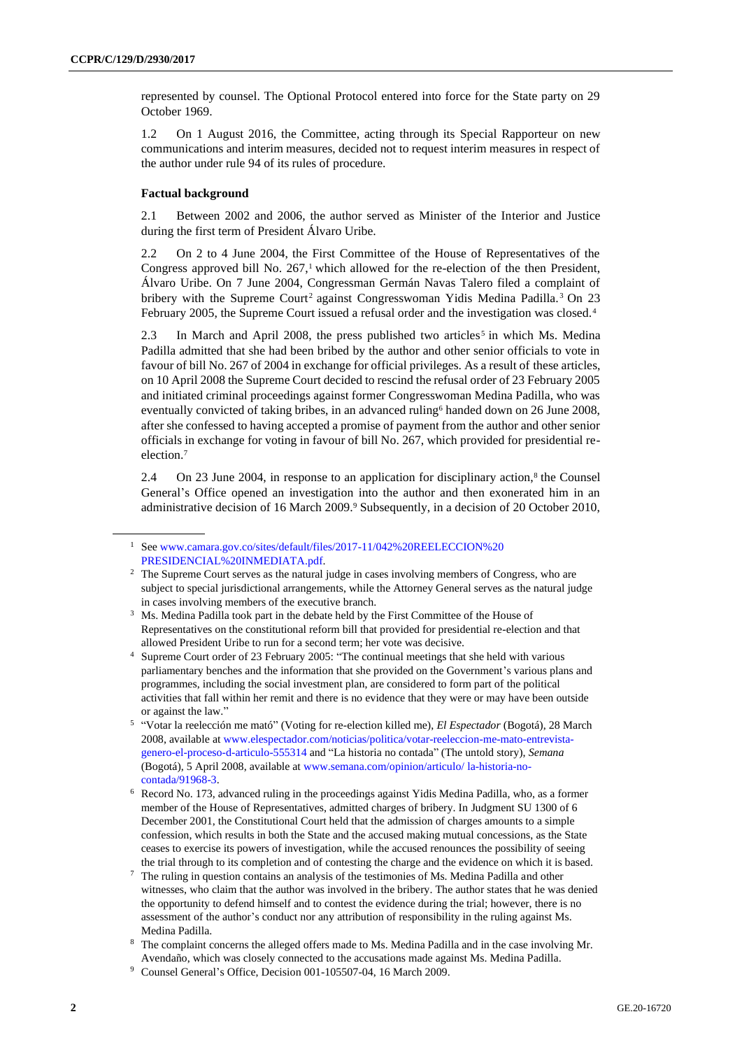represented by counsel. The Optional Protocol entered into force for the State party on 29 October 1969.

1.2 On 1 August 2016, the Committee, acting through its Special Rapporteur on new communications and interim measures, decided not to request interim measures in respect of the author under rule 94 of its rules of procedure.

**Factual background**

2.1 Between 2002 and 2006, the author served as Minister of the Interior and Justice during the first term of President Álvaro Uribe.

2.2 On 2 to 4 June 2004, the First Committee of the House of Representatives of the Congress approved bill No. 267,[1] which allowed for the re-election of the then President, Álvaro Uribe. On 7 June 2004, Congressman Germán Navas Talero filed a complaint of bribery with the Supreme Court[2] against Congresswoman Yidis Medina Padilla.[3] On 23 February 2005, the Supreme Court issued a refusal order and the investigation was closed.[4]

2.3 In March and April 2008, the press published two articles[5] in which Ms. Medina Padilla admitted that she had been bribed by the author and other senior officials to vote in favour of bill No. 267 of 2004 in exchange for official privileges. As a result of these articles, on 10 April 2008 the Supreme Court decided to rescind the refusal order of 23 February 2005 and initiated criminal proceedings against former Congresswoman Medina Padilla, who was eventually convicted of taking bribes, in an advanced ruling[6] handed down on 26 June 2008, after she confessed to having accepted a promise of payment from the author and other senior officials in exchange for voting in favour of bill No. 267, which provided for presidential re-election.[7]

2.4 On 23 June 2004, in response to an application for disciplinary action,[8] the Counsel General's Office opened an investigation into the author and then exonerated him in an administrative decision of 16 March 2009.[9] Subsequently, in a decision of 20 October 2010,

---

[1] See www.camara.gov.co/sites/default/files/2017-11/042%20REELECCION%20PRESIDENCIAL%20INMEDIATA.pdf.

[2] The Supreme Court serves as the natural judge in cases involving members of Congress, who are subject to special jurisdictional arrangements, while the Attorney General serves as the natural judge in cases involving members of the executive branch.

[3] Ms. Medina Padilla took part in the debate held by the First Committee of the House of Representatives on the constitutional reform bill that provided for presidential re-election and that allowed President Uribe to run for a second term; her vote was decisive.

[4] Supreme Court order of 23 February 2005: "The continual meetings that she held with various parliamentary benches and the information that she provided on the Government's various plans and programmes, including the social investment plan, are considered to form part of the political activities that fall within her remit and there is no evidence that they were or may have been outside or against the law."

[5] "Votar la reelección me mató" (Voting for re-election killed me), *El Espectador* (Bogotá), 28 March 2008, available at www.elespectador.com/noticias/politica/votar-reeleccion-me-mato-entrevista-genero-el-proceso-d-articulo-555314 and "La historia no contada" (The untold story), *Semana* (Bogotá), 5 April 2008, available at www.semana.com/opinion/articulo/ la-historia-no-contada/91968-3.

[6] Record No. 173, advanced ruling in the proceedings against Yidis Medina Padilla, who, as a former member of the House of Representatives, admitted charges of bribery. In Judgment SU 1300 of 6 December 2001, the Constitutional Court held that the admission of charges amounts to a simple confession, which results in both the State and the accused making mutual concessions, as the State ceases to exercise its powers of investigation, while the accused renounces the possibility of seeing the trial through to its completion and of contesting the charge and the evidence on which it is based.

[7] The ruling in question contains an analysis of the testimonies of Ms. Medina Padilla and other witnesses, who claim that the author was involved in the bribery. The author states that he was denied the opportunity to defend himself and to contest the evidence during the trial; however, there is no assessment of the author's conduct nor any attribution of responsibility in the ruling against Ms. Medina Padilla.

[8] The complaint concerns the alleged offers made to Ms. Medina Padilla and in the case involving Mr. Avendaño, which was closely connected to the accusations made against Ms. Medina Padilla.

[9] Counsel General's Office, Decision 001-105507-04, 16 March 2009.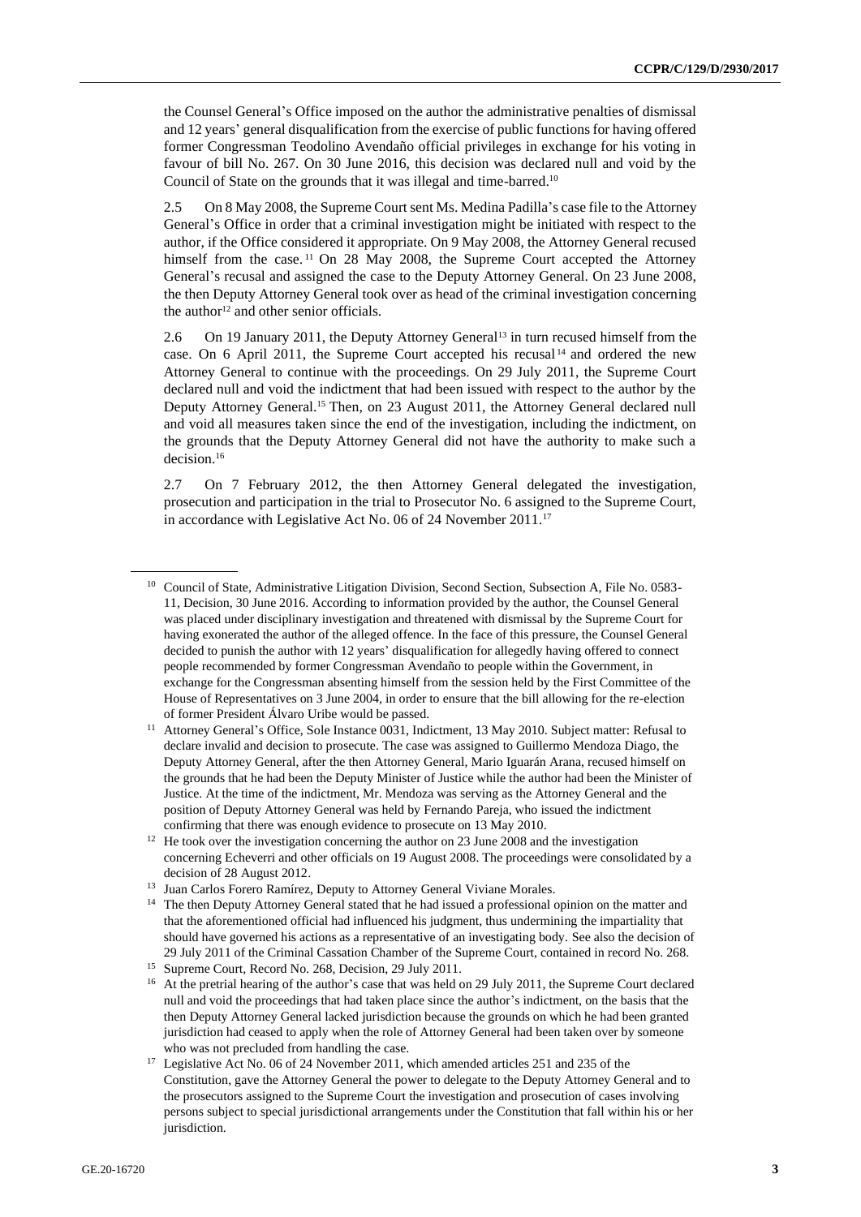the Counsel General's Office imposed on the author the administrative penalties of dismissal and 12 years' general disqualification from the exercise of public functions for having offered former Congressman Teodolino Avendaño official privileges in exchange for his voting in favour of bill No. 267. On 30 June 2016, this decision was declared null and void by the Council of State on the grounds that it was illegal and time-barred.[10]

2.5 On 8 May 2008, the Supreme Court sent Ms. Medina Padilla's case file to the Attorney General's Office in order that a criminal investigation might be initiated with respect to the author, if the Office considered it appropriate. On 9 May 2008, the Attorney General recused himself from the case.[11] On 28 May 2008, the Supreme Court accepted the Attorney General's recusal and assigned the case to the Deputy Attorney General. On 23 June 2008, the then Deputy Attorney General took over as head of the criminal investigation concerning the author[12] and other senior officials.

2.6 On 19 January 2011, the Deputy Attorney General[13] in turn recused himself from the case. On 6 April 2011, the Supreme Court accepted his recusal[14] and ordered the new Attorney General to continue with the proceedings. On 29 July 2011, the Supreme Court declared null and void the indictment that had been issued with respect to the author by the Deputy Attorney General.[15] Then, on 23 August 2011, the Attorney General declared null and void all measures taken since the end of the investigation, including the indictment, on the grounds that the Deputy Attorney General did not have the authority to make such a decision.[16]

2.7 On 7 February 2012, the then Attorney General delegated the investigation, prosecution and participation in the trial to Prosecutor No. 6 assigned to the Supreme Court, in accordance with Legislative Act No. 06 of 24 November 2011.[17]

---

[10] Council of State, Administrative Litigation Division, Second Section, Subsection A, File No. 0583-11, Decision, 30 June 2016. According to information provided by the author, the Counsel General was placed under disciplinary investigation and threatened with dismissal by the Supreme Court for having exonerated the author of the alleged offence. In the face of this pressure, the Counsel General decided to punish the author with 12 years' disqualification for allegedly having offered to connect people recommended by former Congressman Avendaño to people within the Government, in exchange for the Congressman absenting himself from the session held by the First Committee of the House of Representatives on 3 June 2004, in order to ensure that the bill allowing for the re-election of former President Álvaro Uribe would be passed.

[11] Attorney General's Office, Sole Instance 0031, Indictment, 13 May 2010. Subject matter: Refusal to declare invalid and decision to prosecute. The case was assigned to Guillermo Mendoza Diago, the Deputy Attorney General, after the then Attorney General, Mario Iguarán Arana, recused himself on the grounds that he had been the Deputy Minister of Justice while the author had been the Minister of Justice. At the time of the indictment, Mr. Mendoza was serving as the Attorney General and the position of Deputy Attorney General was held by Fernando Pareja, who issued the indictment confirming that there was enough evidence to prosecute on 13 May 2010.

[12] He took over the investigation concerning the author on 23 June 2008 and the investigation concerning Echeverri and other officials on 19 August 2008. The proceedings were consolidated by a decision of 28 August 2012.

[13] Juan Carlos Forero Ramírez, Deputy to Attorney General Viviane Morales.

[14] The then Deputy Attorney General stated that he had issued a professional opinion on the matter and that the aforementioned official had influenced his judgment, thus undermining the impartiality that should have governed his actions as a representative of an investigating body. See also the decision of 29 July 2011 of the Criminal Cassation Chamber of the Supreme Court, contained in record No. 268.

[15] Supreme Court, Record No. 268, Decision, 29 July 2011.

[16] At the pretrial hearing of the author's case that was held on 29 July 2011, the Supreme Court declared null and void the proceedings that had taken place since the author's indictment, on the basis that the then Deputy Attorney General lacked jurisdiction because the grounds on which he had been granted jurisdiction had ceased to apply when the role of Attorney General had been taken over by someone who was not precluded from handling the case.

[17] Legislative Act No. 06 of 24 November 2011, which amended articles 251 and 235 of the Constitution, gave the Attorney General the power to delegate to the Deputy Attorney General and to the prosecutors assigned to the Supreme Court the investigation and prosecution of cases involving persons subject to special jurisdictional arrangements under the Constitution that fall within his or her jurisdiction.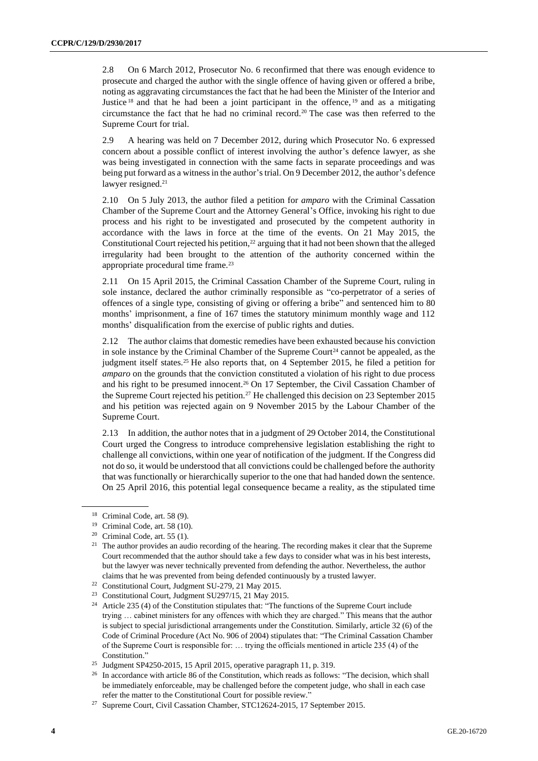2.8 On 6 March 2012, Prosecutor No. 6 reconfirmed that there was enough evidence to prosecute and charged the author with the single offence of having given or offered a bribe, noting as aggravating circumstances the fact that he had been the Minister of the Interior and Justice[18] and that he had been a joint participant in the offence,[19] and as a mitigating circumstance the fact that he had no criminal record.[20] The case was then referred to the Supreme Court for trial.

2.9 A hearing was held on 7 December 2012, during which Prosecutor No. 6 expressed concern about a possible conflict of interest involving the author's defence lawyer, as she was being investigated in connection with the same facts in separate proceedings and was being put forward as a witness in the author's trial. On 9 December 2012, the author's defence lawyer resigned.[21]

2.10 On 5 July 2013, the author filed a petition for *amparo* with the Criminal Cassation Chamber of the Supreme Court and the Attorney General's Office, invoking his right to due process and his right to be investigated and prosecuted by the competent authority in accordance with the laws in force at the time of the events. On 21 May 2015, the Constitutional Court rejected his petition,[22] arguing that it had not been shown that the alleged irregularity had been brought to the attention of the authority concerned within the appropriate procedural time frame.[23]

2.11 On 15 April 2015, the Criminal Cassation Chamber of the Supreme Court, ruling in sole instance, declared the author criminally responsible as "co-perpetrator of a series of offences of a single type, consisting of giving or offering a bribe" and sentenced him to 80 months' imprisonment, a fine of 167 times the statutory minimum monthly wage and 112 months' disqualification from the exercise of public rights and duties.

2.12 The author claims that domestic remedies have been exhausted because his conviction in sole instance by the Criminal Chamber of the Supreme Court[24] cannot be appealed, as the judgment itself states.[25] He also reports that, on 4 September 2015, he filed a petition for *amparo* on the grounds that the conviction constituted a violation of his right to due process and his right to be presumed innocent.[26] On 17 September, the Civil Cassation Chamber of the Supreme Court rejected his petition.[27] He challenged this decision on 23 September 2015 and his petition was rejected again on 9 November 2015 by the Labour Chamber of the Supreme Court.

2.13 In addition, the author notes that in a judgment of 29 October 2014, the Constitutional Court urged the Congress to introduce comprehensive legislation establishing the right to challenge all convictions, within one year of notification of the judgment. If the Congress did not do so, it would be understood that all convictions could be challenged before the authority that was functionally or hierarchically superior to the one that had handed down the sentence. On 25 April 2016, this potential legal consequence became a reality, as the stipulated time

---

[18] Criminal Code, art. 58 (9).

[19] Criminal Code, art. 58 (10).

[20] Criminal Code, art. 55 (1).

[21] The author provides an audio recording of the hearing. The recording makes it clear that the Supreme Court recommended that the author should take a few days to consider what was in his best interests, but the lawyer was never technically prevented from defending the author. Nevertheless, the author claims that he was prevented from being defended continuously by a trusted lawyer.

[22] Constitutional Court, Judgment SU-279, 21 May 2015.

[23] Constitutional Court, Judgment SU297/15, 21 May 2015.

[24] Article 235 (4) of the Constitution stipulates that: "The functions of the Supreme Court include trying … cabinet ministers for any offences with which they are charged." This means that the author is subject to special jurisdictional arrangements under the Constitution. Similarly, article 32 (6) of the Code of Criminal Procedure (Act No. 906 of 2004) stipulates that: "The Criminal Cassation Chamber of the Supreme Court is responsible for: … trying the officials mentioned in article 235 (4) of the Constitution."

[25] Judgment SP4250-2015, 15 April 2015, operative paragraph 11, p. 319.

[26] In accordance with article 86 of the Constitution, which reads as follows: "The decision, which shall be immediately enforceable, may be challenged before the competent judge, who shall in each case refer the matter to the Constitutional Court for possible review."

[27] Supreme Court, Civil Cassation Chamber, STC12624-2015, 17 September 2015.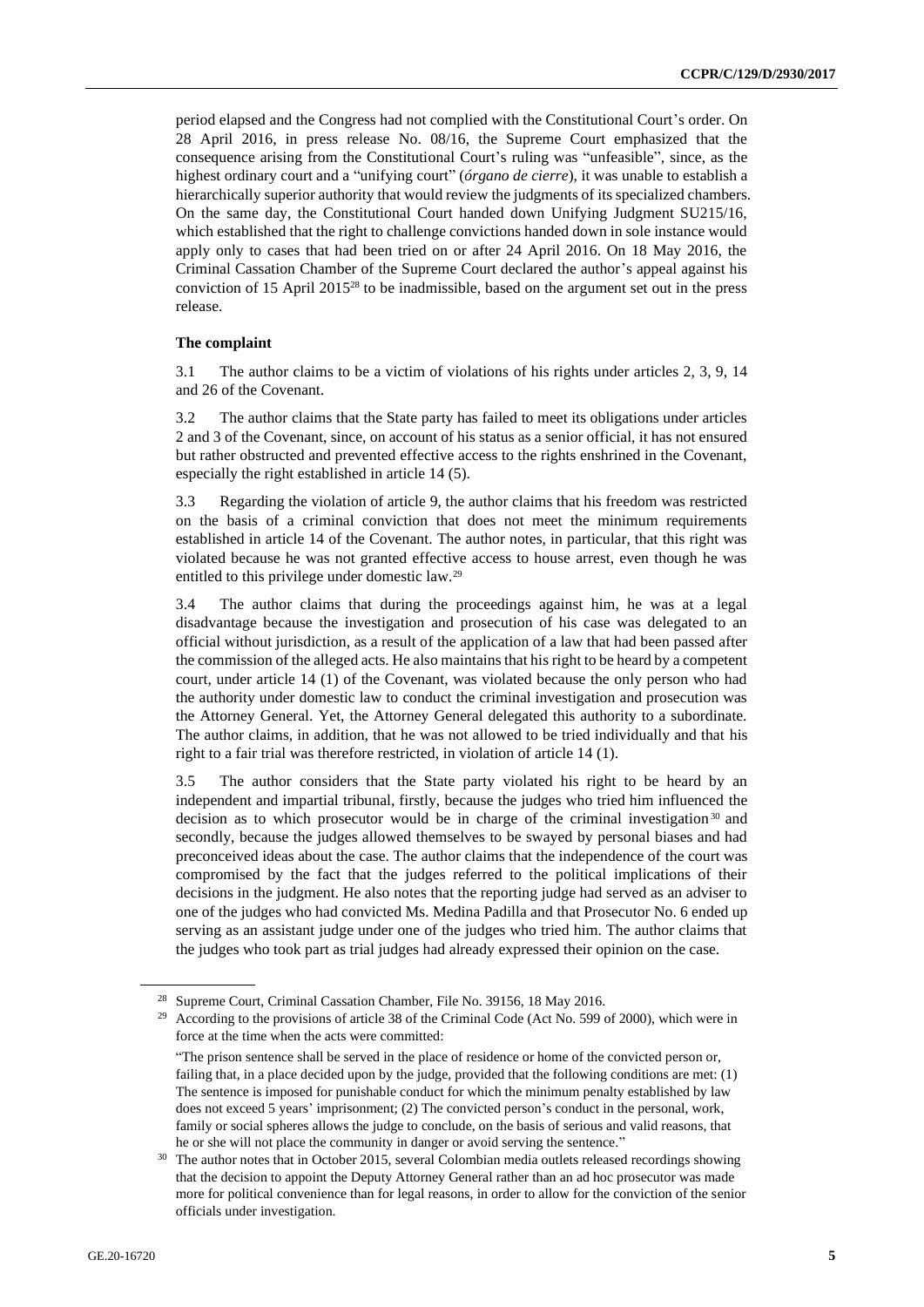period elapsed and the Congress had not complied with the Constitutional Court's order. On 28 April 2016, in press release No. 08/16, the Supreme Court emphasized that the consequence arising from the Constitutional Court's ruling was "unfeasible", since, as the highest ordinary court and a "unifying court" (*órgano de cierre*), it was unable to establish a hierarchically superior authority that would review the judgments of its specialized chambers. On the same day, the Constitutional Court handed down Unifying Judgment SU215/16, which established that the right to challenge convictions handed down in sole instance would apply only to cases that had been tried on or after 24 April 2016. On 18 May 2016, the Criminal Cassation Chamber of the Supreme Court declared the author's appeal against his conviction of 15 April 2015[28] to be inadmissible, based on the argument set out in the press release.

### The complaint

3.1 The author claims to be a victim of violations of his rights under articles 2, 3, 9, 14 and 26 of the Covenant.

3.2 The author claims that the State party has failed to meet its obligations under articles 2 and 3 of the Covenant, since, on account of his status as a senior official, it has not ensured but rather obstructed and prevented effective access to the rights enshrined in the Covenant, especially the right established in article 14 (5).

3.3 Regarding the violation of article 9, the author claims that his freedom was restricted on the basis of a criminal conviction that does not meet the minimum requirements established in article 14 of the Covenant. The author notes, in particular, that this right was violated because he was not granted effective access to house arrest, even though he was entitled to this privilege under domestic law.[29]

3.4 The author claims that during the proceedings against him, he was at a legal disadvantage because the investigation and prosecution of his case was delegated to an official without jurisdiction, as a result of the application of a law that had been passed after the commission of the alleged acts. He also maintains that his right to be heard by a competent court, under article 14 (1) of the Covenant, was violated because the only person who had the authority under domestic law to conduct the criminal investigation and prosecution was the Attorney General. Yet, the Attorney General delegated this authority to a subordinate. The author claims, in addition, that he was not allowed to be tried individually and that his right to a fair trial was therefore restricted, in violation of article 14 (1).

3.5 The author considers that the State party violated his right to be heard by an independent and impartial tribunal, firstly, because the judges who tried him influenced the decision as to which prosecutor would be in charge of the criminal investigation[30] and secondly, because the judges allowed themselves to be swayed by personal biases and had preconceived ideas about the case. The author claims that the independence of the court was compromised by the fact that the judges referred to the political implications of their decisions in the judgment. He also notes that the reporting judge had served as an adviser to one of the judges who had convicted Ms. Medina Padilla and that Prosecutor No. 6 ended up serving as an assistant judge under one of the judges who tried him. The author claims that the judges who took part as trial judges had already expressed their opinion on the case.

---

[28] Supreme Court, Criminal Cassation Chamber, File No. 39156, 18 May 2016.

[29] According to the provisions of article 38 of the Criminal Code (Act No. 599 of 2000), which were in force at the time when the acts were committed:

"The prison sentence shall be served in the place of residence or home of the convicted person or, failing that, in a place decided upon by the judge, provided that the following conditions are met: (1) The sentence is imposed for punishable conduct for which the minimum penalty established by law does not exceed 5 years' imprisonment; (2) The convicted person's conduct in the personal, work, family or social spheres allows the judge to conclude, on the basis of serious and valid reasons, that he or she will not place the community in danger or avoid serving the sentence."

[30] The author notes that in October 2015, several Colombian media outlets released recordings showing that the decision to appoint the Deputy Attorney General rather than an ad hoc prosecutor was made more for political convenience than for legal reasons, in order to allow for the conviction of the senior officials under investigation.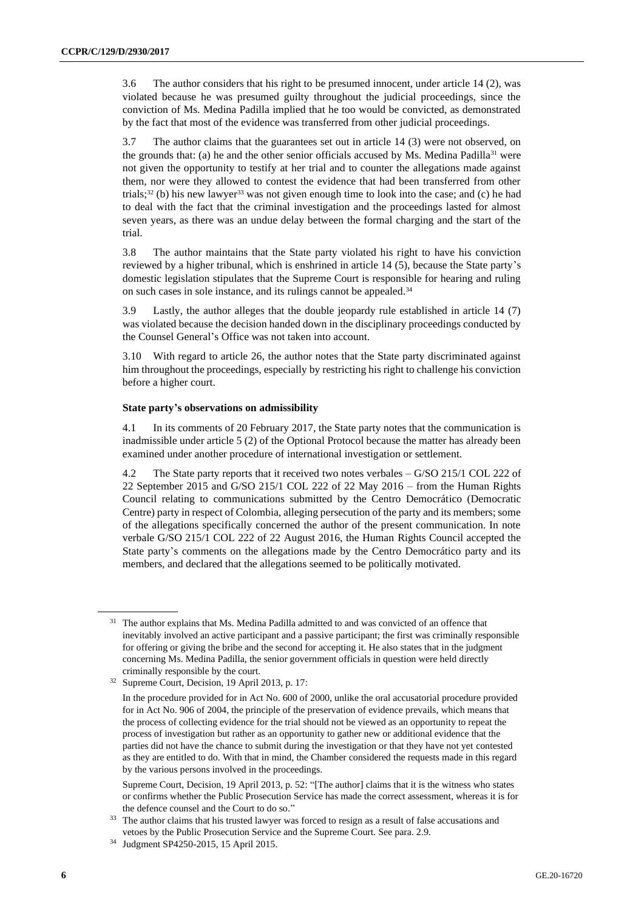3.6 The author considers that his right to be presumed innocent, under article 14 (2), was violated because he was presumed guilty throughout the judicial proceedings, since the conviction of Ms. Medina Padilla implied that he too would be convicted, as demonstrated by the fact that most of the evidence was transferred from other judicial proceedings.

3.7 The author claims that the guarantees set out in article 14 (3) were not observed, on the grounds that: (a) he and the other senior officials accused by Ms. Medina Padilla[31] were not given the opportunity to testify at her trial and to counter the allegations made against them, nor were they allowed to contest the evidence that had been transferred from other trials;[32] (b) his new lawyer[33] was not given enough time to look into the case; and (c) he had to deal with the fact that the criminal investigation and the proceedings lasted for almost seven years, as there was an undue delay between the formal charging and the start of the trial.

3.8 The author maintains that the State party violated his right to have his conviction reviewed by a higher tribunal, which is enshrined in article 14 (5), because the State party's domestic legislation stipulates that the Supreme Court is responsible for hearing and ruling on such cases in sole instance, and its rulings cannot be appealed.[34]

3.9 Lastly, the author alleges that the double jeopardy rule established in article 14 (7) was violated because the decision handed down in the disciplinary proceedings conducted by the Counsel General's Office was not taken into account.

3.10 With regard to article 26, the author notes that the State party discriminated against him throughout the proceedings, especially by restricting his right to challenge his conviction before a higher court.

**State party's observations on admissibility**

4.1 In its comments of 20 February 2017, the State party notes that the communication is inadmissible under article 5 (2) of the Optional Protocol because the matter has already been examined under another procedure of international investigation or settlement.

4.2 The State party reports that it received two notes verbales – G/SO 215/1 COL 222 of 22 September 2015 and G/SO 215/1 COL 222 of 22 May 2016 – from the Human Rights Council relating to communications submitted by the Centro Democrático (Democratic Centre) party in respect of Colombia, alleging persecution of the party and its members; some of the allegations specifically concerned the author of the present communication. In note verbale G/SO 215/1 COL 222 of 22 August 2016, the Human Rights Council accepted the State party's comments on the allegations made by the Centro Democrático party and its members, and declared that the allegations seemed to be politically motivated.

---

[31] The author explains that Ms. Medina Padilla admitted to and was convicted of an offence that inevitably involved an active participant and a passive participant; the first was criminally responsible for offering or giving the bribe and the second for accepting it. He also states that in the judgment concerning Ms. Medina Padilla, the senior government officials in question were held directly criminally responsible by the court.

[32] Supreme Court, Decision, 19 April 2013, p. 17:

In the procedure provided for in Act No. 600 of 2000, unlike the oral accusatory procedure provided for in Act No. 906 of 2004, the principle of the preservation of evidence prevails, which means that the process of collecting evidence for the trial should not be viewed as an opportunity to repeat the process of investigation but rather as an opportunity to gather new or additional evidence that the parties did not have the chance to submit during the investigation or that they have not yet contested as they are entitled to do. With that in mind, the Chamber considered the requests made in this regard by the various persons involved in the proceedings.

Supreme Court, Decision, 19 April 2013, p. 52: "[The author] claims that it is the witness who states or confirms whether the Public Prosecution Service has made the correct assessment, whereas it is for the defence counsel and the Court to do so."

[33] The author claims that his trusted lawyer was forced to resign as a result of false accusations and vetoes by the Public Prosecution Service and the Supreme Court. See para. 2.9.

[34] Judgment SP4250-2015, 15 April 2015.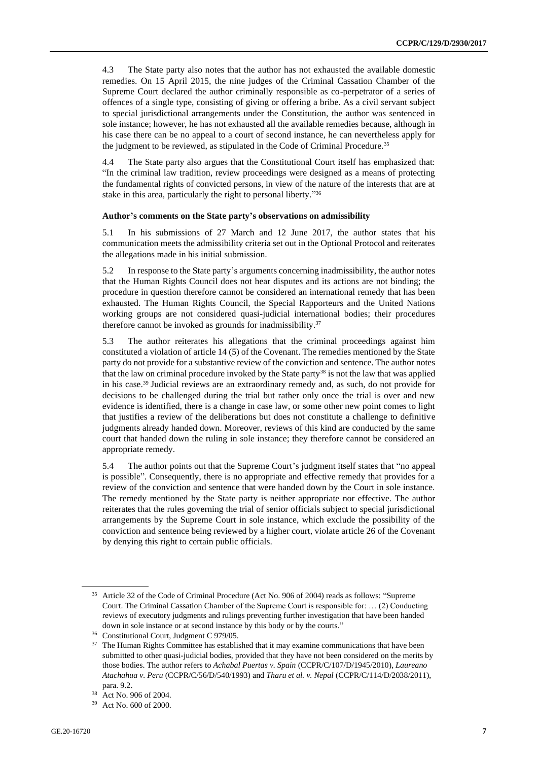4.3 The State party also notes that the author has not exhausted the available domestic remedies. On 15 April 2015, the nine judges of the Criminal Cassation Chamber of the Supreme Court declared the author criminally responsible as co-perpetrator of a series of offences of a single type, consisting of giving or offering a bribe. As a civil servant subject to special jurisdictional arrangements under the Constitution, the author was sentenced in sole instance; however, he has not exhausted all the available remedies because, although in his case there can be no appeal to a court of second instance, he can nevertheless apply for the judgment to be reviewed, as stipulated in the Code of Criminal Procedure.[35]

4.4 The State party also argues that the Constitutional Court itself has emphasized that: "In the criminal law tradition, review proceedings were designed as a means of protecting the fundamental rights of convicted persons, in view of the nature of the interests that are at stake in this area, particularly the right to personal liberty."[36]

**Author's comments on the State party's observations on admissibility**

5.1 In his submissions of 27 March and 12 June 2017, the author states that his communication meets the admissibility criteria set out in the Optional Protocol and reiterates the allegations made in his initial submission.

5.2 In response to the State party's arguments concerning inadmissibility, the author notes that the Human Rights Council does not hear disputes and its actions are not binding; the procedure in question therefore cannot be considered an international remedy that has been exhausted. The Human Rights Council, the Special Rapporteurs and the United Nations working groups are not considered quasi-judicial international bodies; their procedures therefore cannot be invoked as grounds for inadmissibility.[37]

5.3 The author reiterates his allegations that the criminal proceedings against him constituted a violation of article 14 (5) of the Covenant. The remedies mentioned by the State party do not provide for a substantive review of the conviction and sentence. The author notes that the law on criminal procedure invoked by the State party[38] is not the law that was applied in his case.[39] Judicial reviews are an extraordinary remedy and, as such, do not provide for decisions to be challenged during the trial but rather only once the trial is over and new evidence is identified, there is a change in case law, or some other new point comes to light that justifies a review of the deliberations but does not constitute a challenge to definitive judgments already handed down. Moreover, reviews of this kind are conducted by the same court that handed down the ruling in sole instance; they therefore cannot be considered an appropriate remedy.

5.4 The author points out that the Supreme Court's judgment itself states that "no appeal is possible". Consequently, there is no appropriate and effective remedy that provides for a review of the conviction and sentence that were handed down by the Court in sole instance. The remedy mentioned by the State party is neither appropriate nor effective. The author reiterates that the rules governing the trial of senior officials subject to special jurisdictional arrangements by the Supreme Court in sole instance, which exclude the possibility of the conviction and sentence being reviewed by a higher court, violate article 26 of the Covenant by denying this right to certain public officials.

---

[35] Article 32 of the Code of Criminal Procedure (Act No. 906 of 2004) reads as follows: "Supreme Court. The Criminal Cassation Chamber of the Supreme Court is responsible for: … (2) Conducting reviews of executory judgments and rulings preventing further investigation that have been handed down in sole instance or at second instance by this body or by the courts."

[36] Constitutional Court, Judgment C 979/05.

[37] The Human Rights Committee has established that it may examine communications that have been submitted to other quasi-judicial bodies, provided that they have not been considered on the merits by those bodies. The author refers to *Achabal Puertas v. Spain* (CCPR/C/107/D/1945/2010), *Laureano Atachahua v. Peru* (CCPR/C/56/D/540/1993) and *Tharu et al. v. Nepal* (CCPR/C/114/D/2038/2011), para. 9.2.

[38] Act No. 906 of 2004.

[39] Act No. 600 of 2000.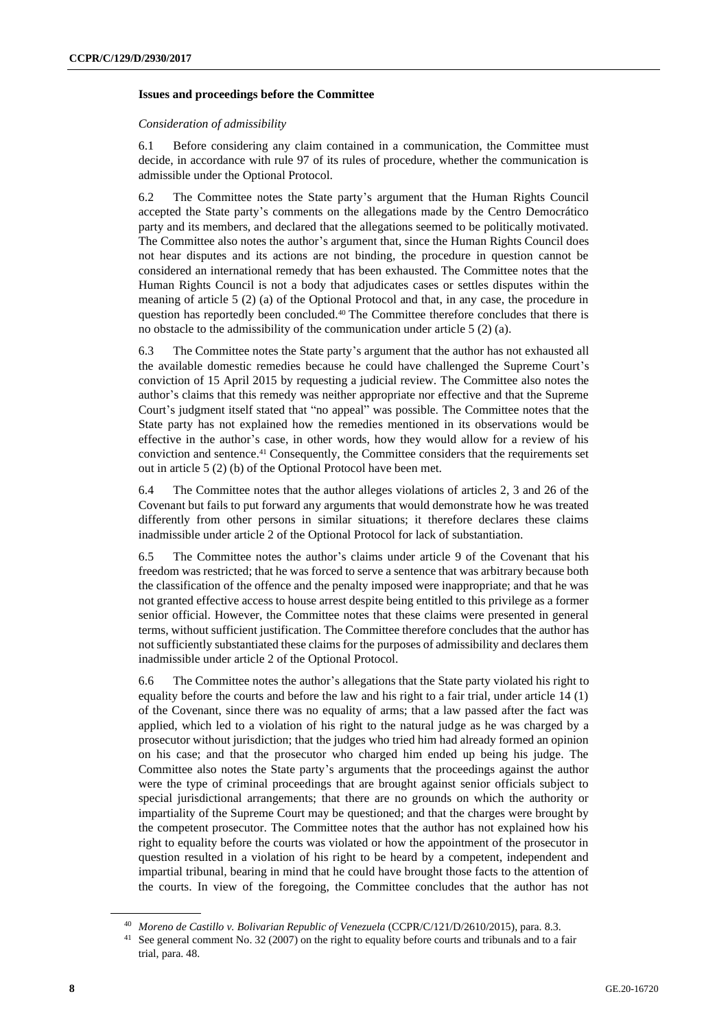**Issues and proceedings before the Committee**

*Consideration of admissibility*

6.1 Before considering any claim contained in a communication, the Committee must decide, in accordance with rule 97 of its rules of procedure, whether the communication is admissible under the Optional Protocol.

6.2 The Committee notes the State party's argument that the Human Rights Council accepted the State party's comments on the allegations made by the Centro Democrático party and its members, and declared that the allegations seemed to be politically motivated. The Committee also notes the author's argument that, since the Human Rights Council does not hear disputes and its actions are not binding, the procedure in question cannot be considered an international remedy that has been exhausted. The Committee notes that the Human Rights Council is not a body that adjudicates cases or settles disputes within the meaning of article 5 (2) (a) of the Optional Protocol and that, in any case, the procedure in question has reportedly been concluded.[40] The Committee therefore concludes that there is no obstacle to the admissibility of the communication under article 5 (2) (a).

6.3 The Committee notes the State party's argument that the author has not exhausted all the available domestic remedies because he could have challenged the Supreme Court's conviction of 15 April 2015 by requesting a judicial review. The Committee also notes the author's claims that this remedy was neither appropriate nor effective and that the Supreme Court's judgment itself stated that "no appeal" was possible. The Committee notes that the State party has not explained how the remedies mentioned in its observations would be effective in the author's case, in other words, how they would allow for a review of his conviction and sentence.[41] Consequently, the Committee considers that the requirements set out in article 5 (2) (b) of the Optional Protocol have been met.

6.4 The Committee notes that the author alleges violations of articles 2, 3 and 26 of the Covenant but fails to put forward any arguments that would demonstrate how he was treated differently from other persons in similar situations; it therefore declares these claims inadmissible under article 2 of the Optional Protocol for lack of substantiation.

6.5 The Committee notes the author's claims under article 9 of the Covenant that his freedom was restricted; that he was forced to serve a sentence that was arbitrary because both the classification of the offence and the penalty imposed were inappropriate; and that he was not granted effective access to house arrest despite being entitled to this privilege as a former senior official. However, the Committee notes that these claims were presented in general terms, without sufficient justification. The Committee therefore concludes that the author has not sufficiently substantiated these claims for the purposes of admissibility and declares them inadmissible under article 2 of the Optional Protocol.

6.6 The Committee notes the author's allegations that the State party violated his right to equality before the courts and before the law and his right to a fair trial, under article 14 (1) of the Covenant, since there was no equality of arms; that a law passed after the fact was applied, which led to a violation of his right to the natural judge as he was charged by a prosecutor without jurisdiction; that the judges who tried him had already formed an opinion on his case; and that the prosecutor who charged him ended up being his judge. The Committee also notes the State party's arguments that the proceedings against the author were the type of criminal proceedings that are brought against senior officials subject to special jurisdictional arrangements; that there are no grounds on which the authority or impartiality of the Supreme Court may be questioned; and that the charges were brought by the competent prosecutor. The Committee notes that the author has not explained how his right to equality before the courts was violated or how the appointment of the prosecutor in question resulted in a violation of his right to be heard by a competent, independent and impartial tribunal, bearing in mind that he could have brought those facts to the attention of the courts. In view of the foregoing, the Committee concludes that the author has not

---

[40] *Moreno de Castillo v. Bolivarian Republic of Venezuela* (CCPR/C/121/D/2610/2015), para. 8.3.

[41] See general comment No. 32 (2007) on the right to equality before courts and tribunals and to a fair trial, para. 48.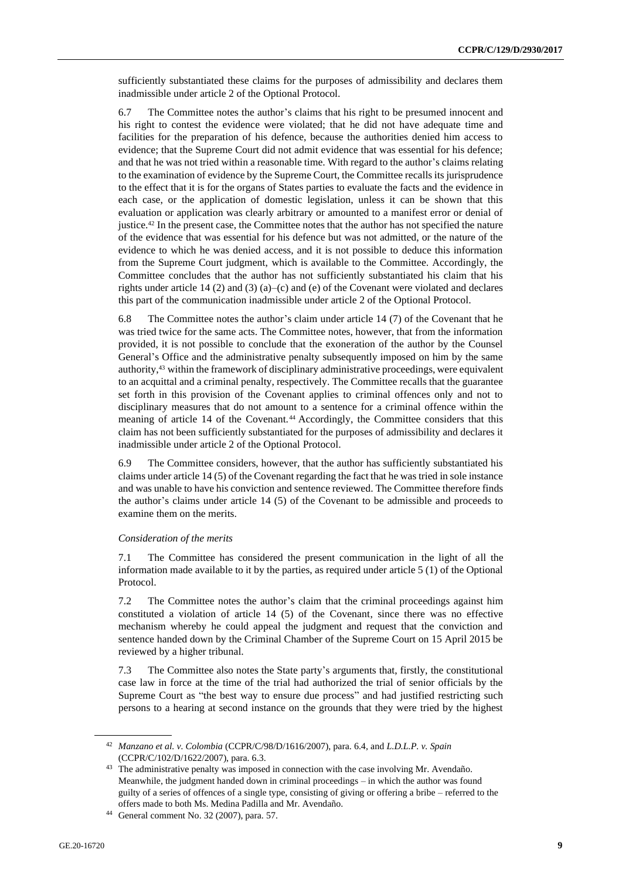sufficiently substantiated these claims for the purposes of admissibility and declares them inadmissible under article 2 of the Optional Protocol.

6.7 The Committee notes the author's claims that his right to be presumed innocent and his right to contest the evidence were violated; that he did not have adequate time and facilities for the preparation of his defence, because the authorities denied him access to evidence; that the Supreme Court did not admit evidence that was essential for his defence; and that he was not tried within a reasonable time. With regard to the author's claims relating to the examination of evidence by the Supreme Court, the Committee recalls its jurisprudence to the effect that it is for the organs of States parties to evaluate the facts and the evidence in each case, or the application of domestic legislation, unless it can be shown that this evaluation or application was clearly arbitrary or amounted to a manifest error or denial of justice.[42] In the present case, the Committee notes that the author has not specified the nature of the evidence that was essential for his defence but was not admitted, or the nature of the evidence to which he was denied access, and it is not possible to deduce this information from the Supreme Court judgment, which is available to the Committee. Accordingly, the Committee concludes that the author has not sufficiently substantiated his claim that his rights under article 14 (2) and (3) (a)–(c) and (e) of the Covenant were violated and declares this part of the communication inadmissible under article 2 of the Optional Protocol.

6.8 The Committee notes the author's claim under article 14 (7) of the Covenant that he was tried twice for the same acts. The Committee notes, however, that from the information provided, it is not possible to conclude that the exoneration of the author by the Counsel General's Office and the administrative penalty subsequently imposed on him by the same authority,[43] within the framework of disciplinary administrative proceedings, were equivalent to an acquittal and a criminal penalty, respectively. The Committee recalls that the guarantee set forth in this provision of the Covenant applies to criminal offences only and not to disciplinary measures that do not amount to a sentence for a criminal offence within the meaning of article 14 of the Covenant.[44] Accordingly, the Committee considers that this claim has not been sufficiently substantiated for the purposes of admissibility and declares it inadmissible under article 2 of the Optional Protocol.

6.9 The Committee considers, however, that the author has sufficiently substantiated his claims under article 14 (5) of the Covenant regarding the fact that he was tried in sole instance and was unable to have his conviction and sentence reviewed. The Committee therefore finds the author's claims under article 14 (5) of the Covenant to be admissible and proceeds to examine them on the merits.

*Consideration of the merits*

7.1 The Committee has considered the present communication in the light of all the information made available to it by the parties, as required under article 5 (1) of the Optional Protocol.

7.2 The Committee notes the author's claim that the criminal proceedings against him constituted a violation of article 14 (5) of the Covenant, since there was no effective mechanism whereby he could appeal the judgment and request that the conviction and sentence handed down by the Criminal Chamber of the Supreme Court on 15 April 2015 be reviewed by a higher tribunal.

7.3 The Committee also notes the State party's arguments that, firstly, the constitutional case law in force at the time of the trial had authorized the trial of senior officials by the Supreme Court as "the best way to ensure due process" and had justified restricting such persons to a hearing at second instance on the grounds that they were tried by the highest

---

[42] *Manzano et al. v. Colombia* (CCPR/C/98/D/1616/2007), para. 6.4, and *L.D.L.P. v. Spain* (CCPR/C/102/D/1622/2007), para. 6.3.

[43] The administrative penalty was imposed in connection with the case involving Mr. Avendaño. Meanwhile, the judgment handed down in criminal proceedings – in which the author was found guilty of a series of offences of a single type, consisting of giving or offering a bribe – referred to the offers made to both Ms. Medina Padilla and Mr. Avendaño.

[44] General comment No. 32 (2007), para. 57.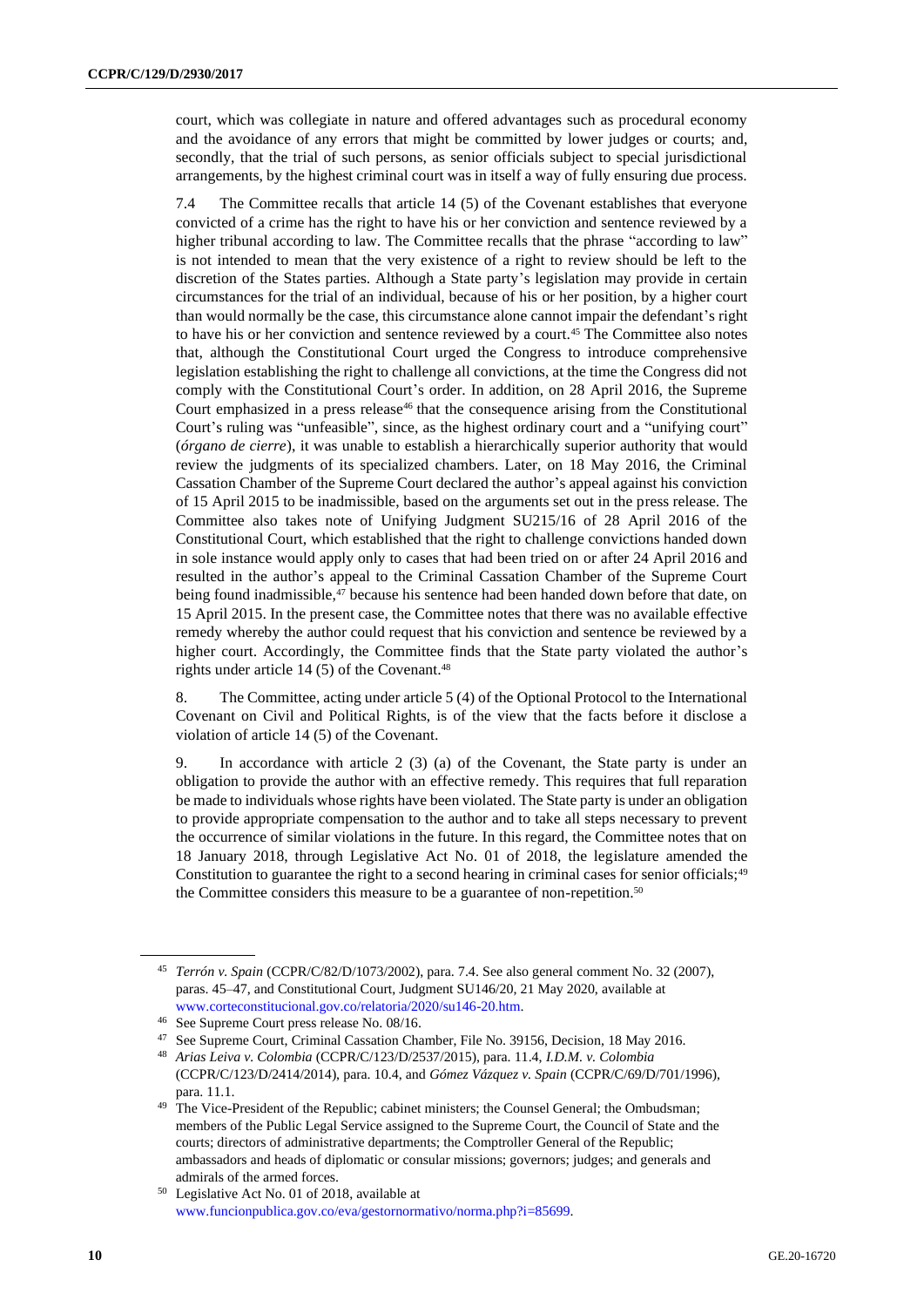court, which was collegiate in nature and offered advantages such as procedural economy and the avoidance of any errors that might be committed by lower judges or courts; and, secondly, that the trial of such persons, as senior officials subject to special jurisdictional arrangements, by the highest criminal court was in itself a way of fully ensuring due process.

7.4 The Committee recalls that article 14 (5) of the Covenant establishes that everyone convicted of a crime has the right to have his or her conviction and sentence reviewed by a higher tribunal according to law. The Committee recalls that the phrase "according to law" is not intended to mean that the very existence of a right to review should be left to the discretion of the States parties. Although a State party's legislation may provide in certain circumstances for the trial of an individual, because of his or her position, by a higher court than would normally be the case, this circumstance alone cannot impair the defendant's right to have his or her conviction and sentence reviewed by a court.[45] The Committee also notes that, although the Constitutional Court urged the Congress to introduce comprehensive legislation establishing the right to challenge all convictions, at the time the Congress did not comply with the Constitutional Court's order. In addition, on 28 April 2016, the Supreme Court emphasized in a press release[46] that the consequence arising from the Constitutional Court's ruling was "unfeasible", since, as the highest ordinary court and a "unifying court" (*órgano de cierre*), it was unable to establish a hierarchically superior authority that would review the judgments of its specialized chambers. Later, on 18 May 2016, the Criminal Cassation Chamber of the Supreme Court declared the author's appeal against his conviction of 15 April 2015 to be inadmissible, based on the arguments set out in the press release. The Committee also takes note of Unifying Judgment SU215/16 of 28 April 2016 of the Constitutional Court, which established that the right to challenge convictions handed down in sole instance would apply only to cases that had been tried on or after 24 April 2016 and resulted in the author's appeal to the Criminal Cassation Chamber of the Supreme Court being found inadmissible,[47] because his sentence had been handed down before that date, on 15 April 2015. In the present case, the Committee notes that there was no available effective remedy whereby the author could request that his conviction and sentence be reviewed by a higher court. Accordingly, the Committee finds that the State party violated the author's rights under article 14 (5) of the Covenant.[48]

8. The Committee, acting under article 5 (4) of the Optional Protocol to the International Covenant on Civil and Political Rights, is of the view that the facts before it disclose a violation of article 14 (5) of the Covenant.

9. In accordance with article 2 (3) (a) of the Covenant, the State party is under an obligation to provide the author with an effective remedy. This requires that full reparation be made to individuals whose rights have been violated. The State party is under an obligation to provide appropriate compensation to the author and to take all steps necessary to prevent the occurrence of similar violations in the future. In this regard, the Committee notes that on 18 January 2018, through Legislative Act No. 01 of 2018, the legislature amended the Constitution to guarantee the right to a second hearing in criminal cases for senior officials;[49] the Committee considers this measure to be a guarantee of non-repetition.[50]

---

[45] *Terrón v. Spain* (CCPR/C/82/D/1073/2002), para. 7.4. See also general comment No. 32 (2007), paras. 45–47, and Constitutional Court, Judgment SU146/20, 21 May 2020, available at www.corteconstitucional.gov.co/relatoria/2020/su146-20.htm.

[46] See Supreme Court press release No. 08/16.

[47] See Supreme Court, Criminal Cassation Chamber, File No. 39156, Decision, 18 May 2016.

[48] *Arias Leiva v. Colombia* (CCPR/C/123/D/2537/2015), para. 11.4, *I.D.M. v. Colombia* (CCPR/C/123/D/2414/2014), para. 10.4, and *Gómez Vázquez v. Spain* (CCPR/C/69/D/701/1996), para. 11.1.

[49] The Vice-President of the Republic; cabinet ministers; the Counsel General; the Ombudsman; members of the Public Legal Service assigned to the Supreme Court, the Council of State and the courts; directors of administrative departments; the Comptroller General of the Republic; ambassadors and heads of diplomatic or consular missions; governors; judges; and generals and admirals of the armed forces.

[50] Legislative Act No. 01 of 2018, available at www.funcionpublica.gov.co/eva/gestornormativo/norma.php?i=85699.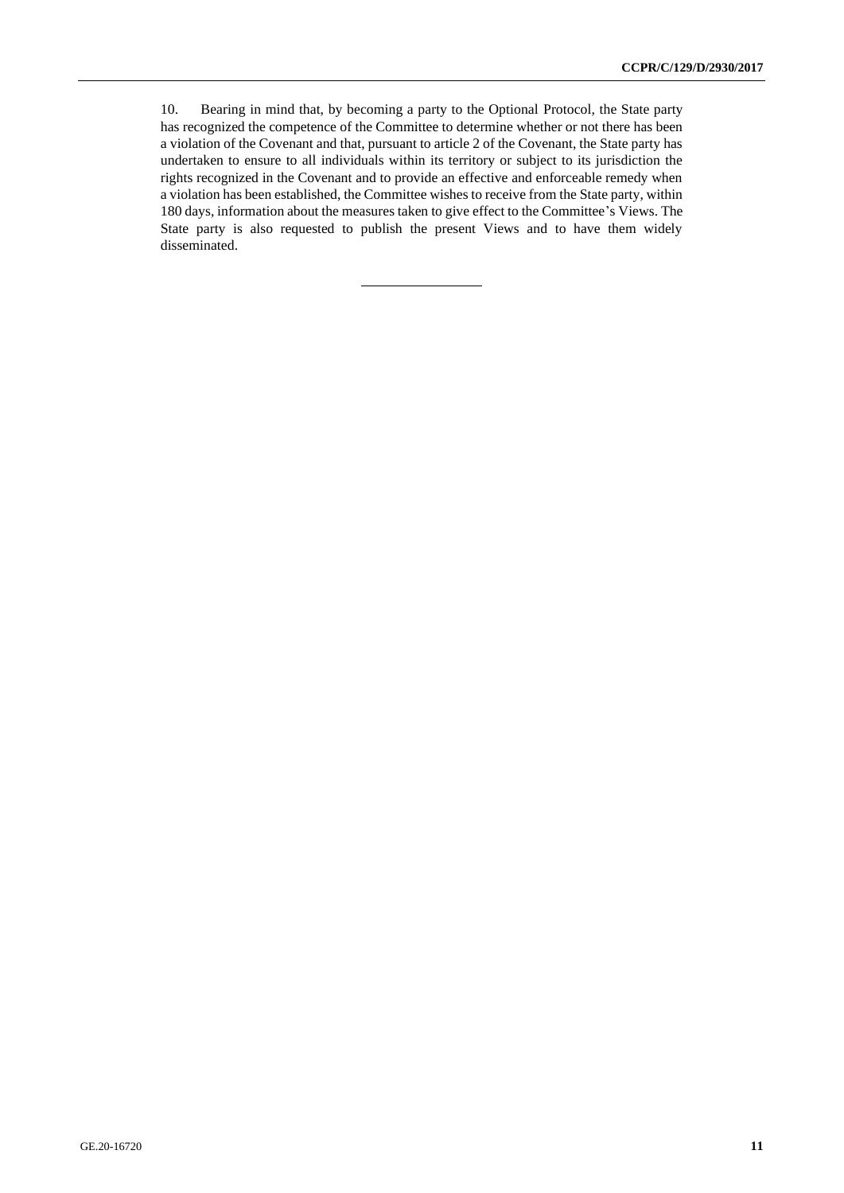10. Bearing in mind that, by becoming a party to the Optional Protocol, the State party has recognized the competence of the Committee to determine whether or not there has been a violation of the Covenant and that, pursuant to article 2 of the Covenant, the State party has undertaken to ensure to all individuals within its territory or subject to its jurisdiction the rights recognized in the Covenant and to provide an effective and enforceable remedy when a violation has been established, the Committee wishes to receive from the State party, within 180 days, information about the measures taken to give effect to the Committee's Views. The State party is also requested to publish the present Views and to have them widely disseminated.